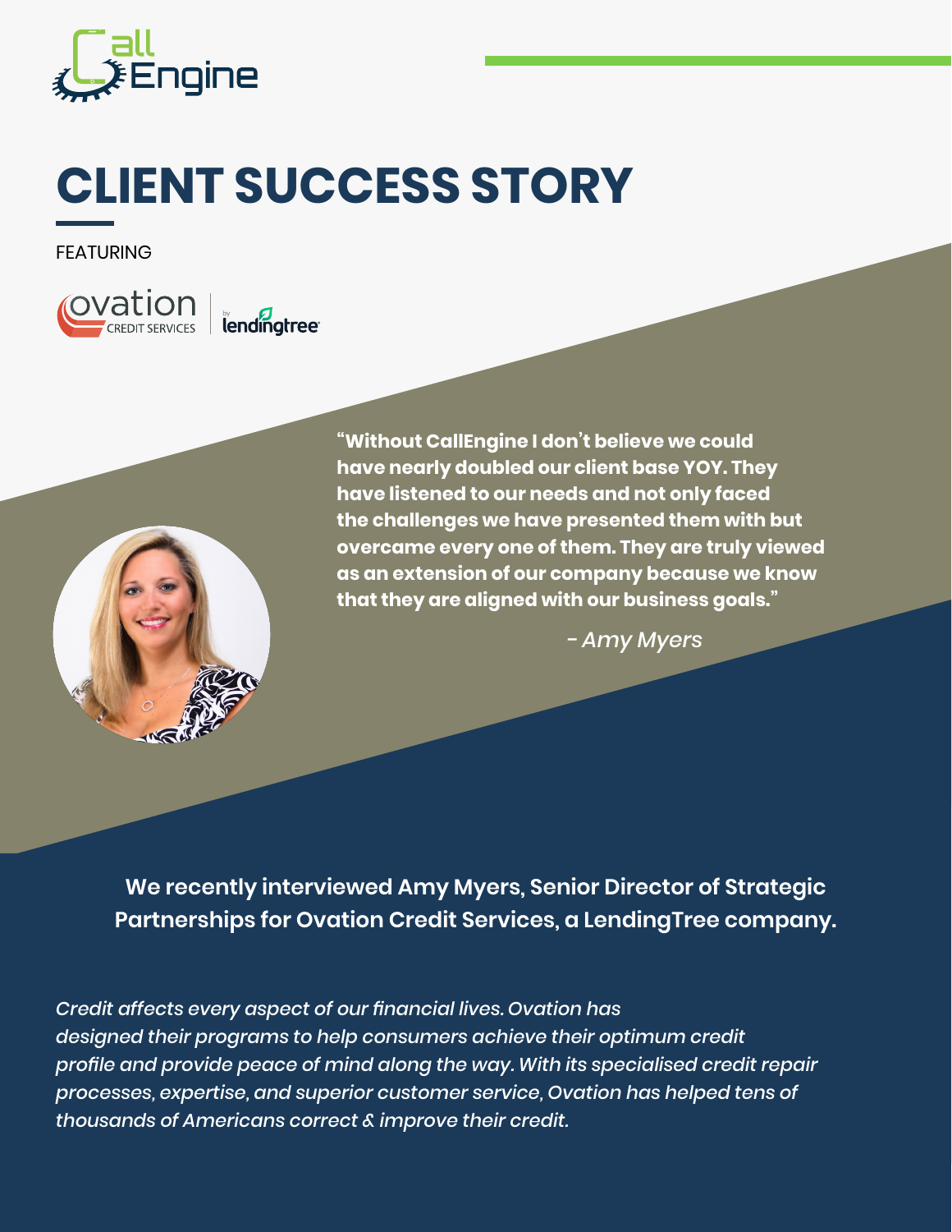# CLIENT SUCCESS STORY

FEATURING

**"Without CallEngine I don't believe we could have nearly doubled our client base YOY. They have listened to our needs and not only faced the challenges we have presented them with but overcame every one of them. They are truly viewed as an extension of our company because we know that they are aligned with our business goals."**

*- Amy Myers*

**We recently interviewed Amy Myers, Senior Director of Strategic Partnerships for Ovation Credit Services, a LendingTree company.**

*Credit affects every aspect of our financial lives. Ovation has designed their programs to help consumers achieve their optimum credit profile and provide peace of mind along the way. With its specialised credit repair processes, expertise, and superior customer service, Ovation has helped tens of thousands of Americans correct & improve their credit.*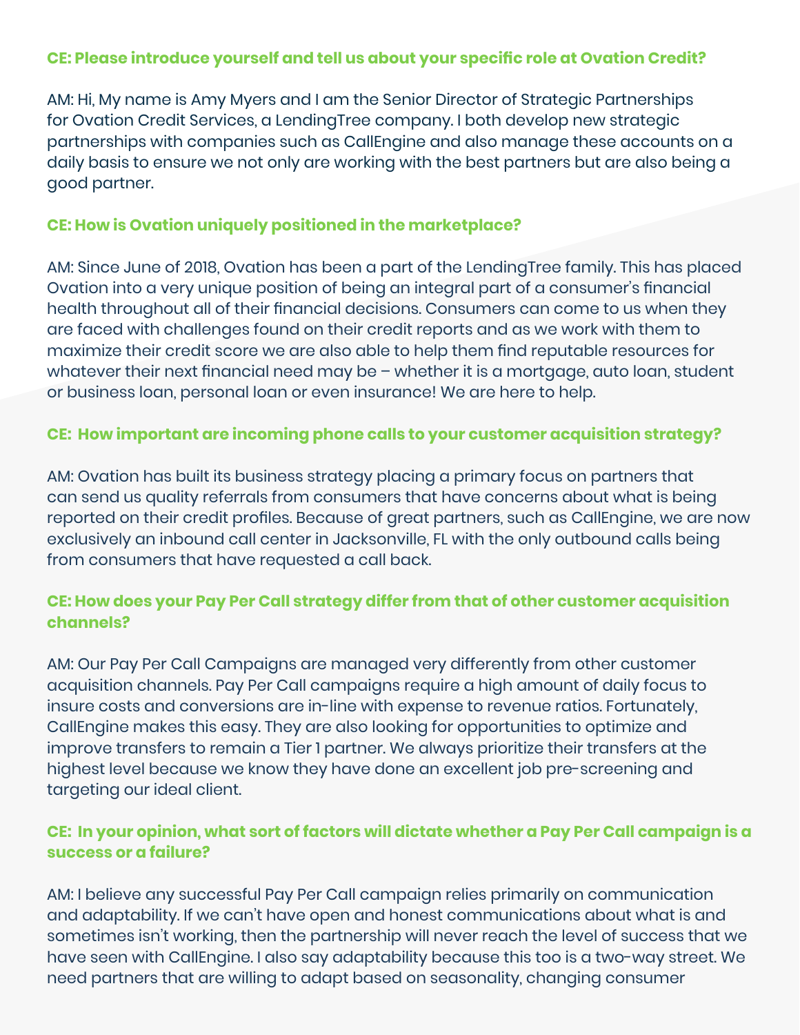**CE: Please introduce yourself and tell us about your specific role at Ovation Credit?**

AM: Hi, My name is Amy Myers and I am the Senior Director of Strategic Partnerships for Ovation Credit Services, a LendingTree company. I both develop new strategic partnerships with companies such as CallEngine and also manage these accounts on a daily basis to ensure we not only are working with the best partners but are also being a good partner.

**CE: How is Ovation uniquely positioned in the marketplace?**

AM: Since June of 2018, Ovation has been a part of the LendingTree family. This has placed Ovation into a very unique position of being an integral part of a consumer's financial health throughout all of their financial decisions. Consumers can come to us when they are faced with challenges found on their credit reports and as we work with them to maximize their credit score we are also able to help them find reputable resources for whatever their next financial need may be – whether it is a mortgage, auto loan, student or business loan, personal loan or even insurance! We are here to help.

**CE: How important are incoming phone calls to your customer acquisition strategy?**

AM: Ovation has built its business strategy placing a primary focus on partners that can send us quality referrals from consumers that have concerns about what is being reported on their credit profiles. Because of great partners, such as CallEngine, we are now exclusively an inbound call center in Jacksonville, FL with the only outbound calls being from consumers that have requested a call back.

**CE: How does your Pay Per Call strategy differ from that of other customer acquisition channels?**

AM: Our Pay Per Call Campaigns are managed very differently from other customer acquisition channels. Pay Per Call campaigns require a high amount of daily focus to insure costs and conversions are in-line with expense to revenue ratios. Fortunately, CallEngine makes this easy. They are also looking for opportunities to optimize and improve transfers to remain a Tier 1 partner. We always prioritize their transfers at the highest level because we know they have done an excellent job pre-screening and targeting our ideal client.

**CE: In your opinion, what sort of factors will dictate whether a Pay Per Call campaign is a success or a failure?**

AM: I believe any successful Pay Per Call campaign relies primarily on communication and adaptability. If we can't have open and honest communications about what is and sometimes isn't working, then the partnership will never reach the level of success that we have seen with CallEngine. I also say adaptability because this too is a two-way street. We need partners that are willing to adapt based on seasonality, changing consumer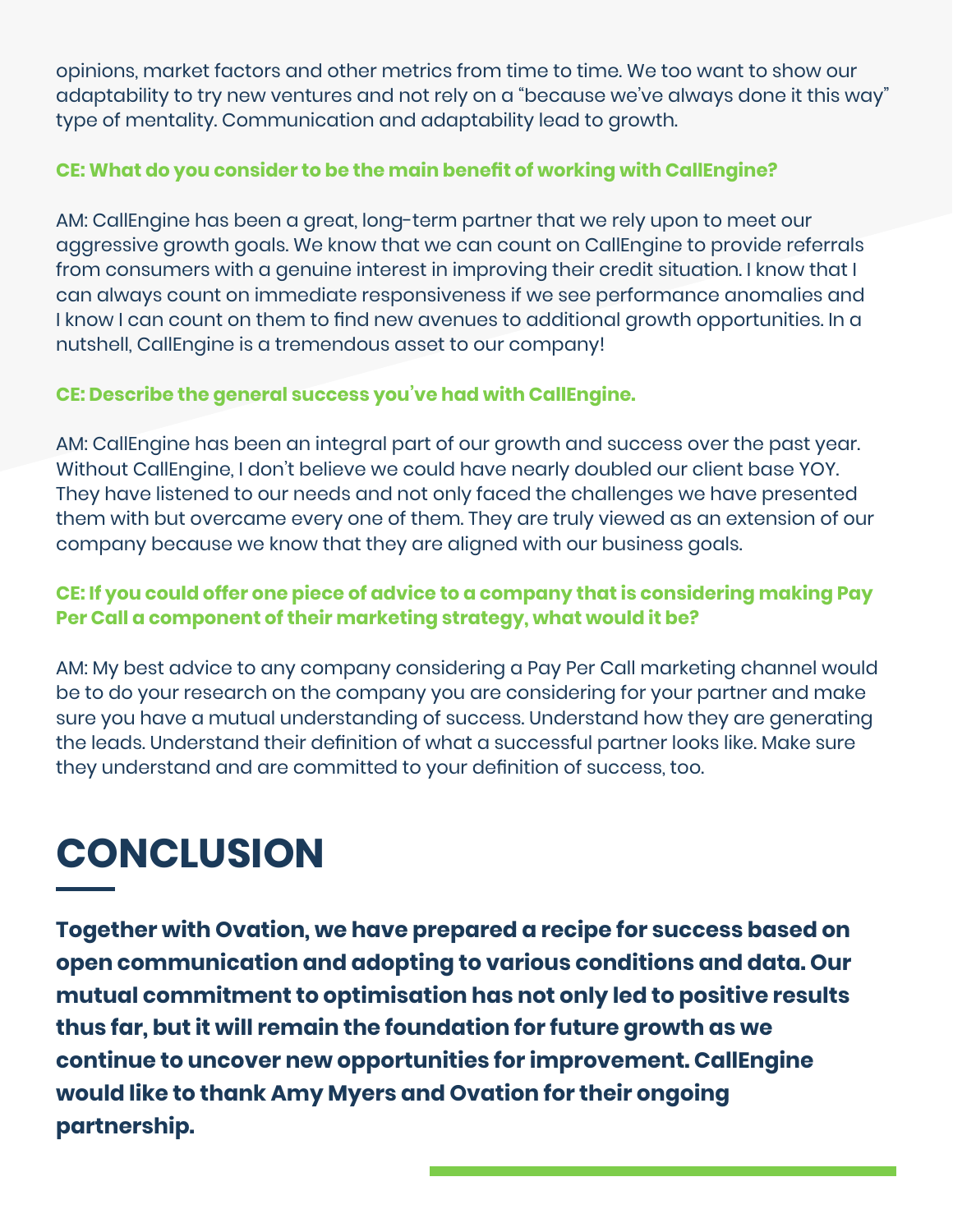opinions, market factors and other metrics from time to time. We too want to show our adaptability to try new ventures and not rely on a "because we've always done it this way" type of mentality. Communication and adaptability lead to growth.

**CE: What do you consider to be the main benefit of working with CallEngine?**

AM: CallEngine has been a great, long-term partner that we rely upon to meet our aggressive growth goals. We know that we can count on CallEngine to provide referrals from consumers with a genuine interest in improving their credit situation. I know that I can always count on immediate responsiveness if we see performance anomalies and I know I can count on them to find new avenues to additional growth opportunities. In a nutshell, CallEngine is a tremendous asset to our company!

**CE: Describe the general success you've had with CallEngine.**

AM: CallEngine has been an integral part of our growth and success over the past year. Without CallEngine, I don't believe we could have nearly doubled our client base YOY. They have listened to our needs and not only faced the challenges we have presented them with but overcame every one of them. They are truly viewed as an extension of our company because we know that they are aligned with our business goals.

**CE: If you could offer one piece of advice to a company that is considering making Pay Per Call a component of their marketing strategy, what would it be?**

AM: My best advice to any company considering a Pay Per Call marketing channel would be to do your research on the company you are considering for your partner and make sure you have a mutual understanding of success. Understand how they are generating the leads. Understand their definition of what a successful partner looks like. Make sure they understand and are committed to your definition of success, too.

# CONCLUSION

**Together with Ovation, we have prepared a recipe for success based on open communication and adopting to various conditions and data. Our mutual commitment to optimisation has not only led to positive results thus far, but it will remain the foundation for future growth as we continue to uncover new opportunities for improvement. CallEngine would like to thank Amy Myers and Ovation for their ongoing partnership.**